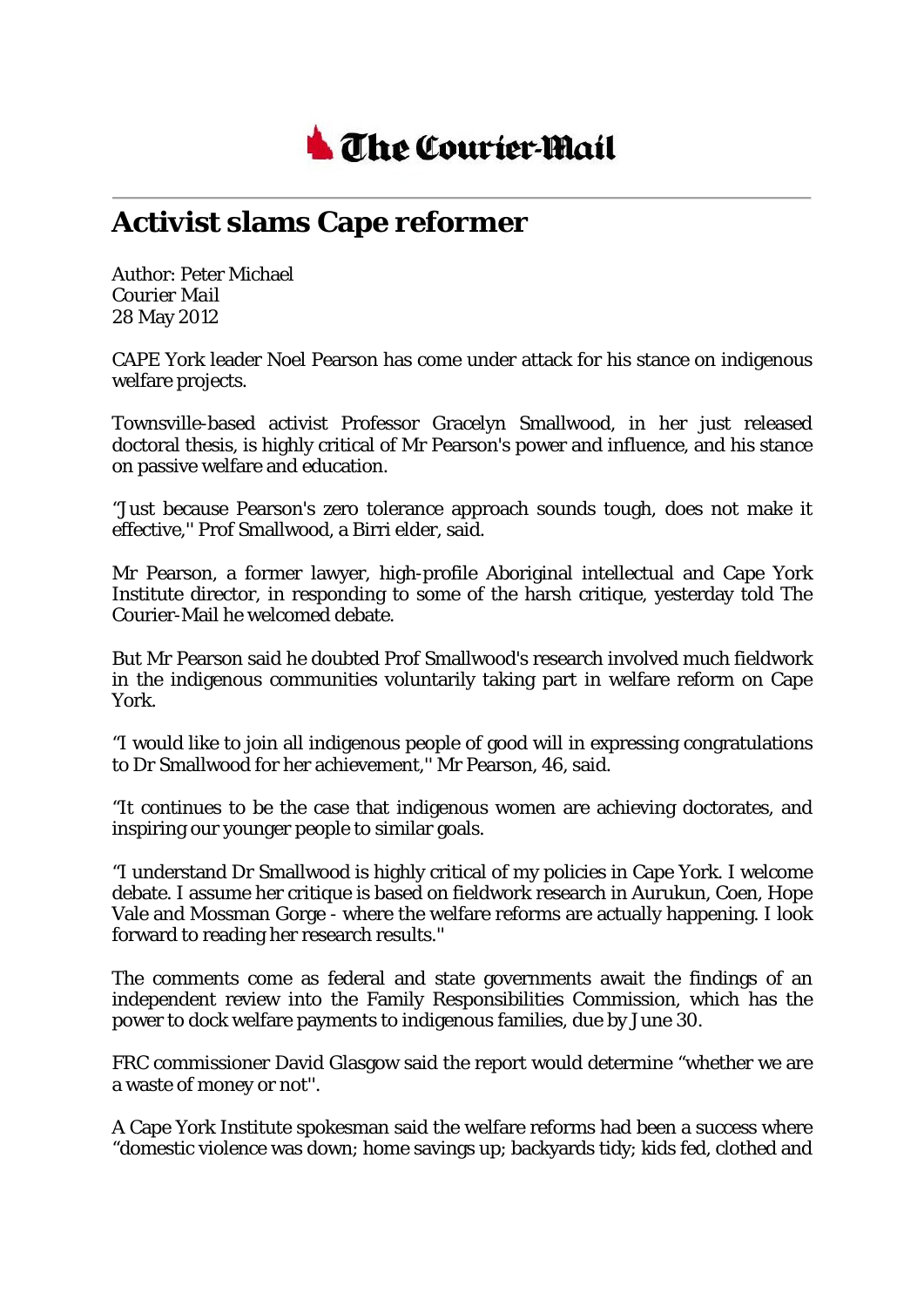The Courier-Mail

# Activist slams Cape reformer

Author: Peter Michael
Courier Mail
28 May 2012

CAPE York leader Noel Pearson has come under attack for his stance on indigenous welfare projects.

Townsville-based activist Professor Gracelyn Smallwood, in her just released doctoral thesis, is highly critical of Mr Pearson's power and influence, and his stance on passive welfare and education.

"Just because Pearson's zero tolerance approach sounds tough, does not make it effective,'' Prof Smallwood, a Birri elder, said.

Mr Pearson, a former lawyer, high-profile Aboriginal intellectual and Cape York Institute director, in responding to some of the harsh critique, yesterday told The Courier-Mail he welcomed debate.

But Mr Pearson said he doubted Prof Smallwood's research involved much fieldwork in the indigenous communities voluntarily taking part in welfare reform on Cape York.

"I would like to join all indigenous people of good will in expressing congratulations to Dr Smallwood for her achievement,'' Mr Pearson, 46, said.

"It continues to be the case that indigenous women are achieving doctorates, and inspiring our younger people to similar goals.

"I understand Dr Smallwood is highly critical of my policies in Cape York. I welcome debate. I assume her critique is based on fieldwork research in Aurukun, Coen, Hope Vale and Mossman Gorge - where the welfare reforms are actually happening. I look forward to reading her research results.''

The comments come as federal and state governments await the findings of an independent review into the Family Responsibilities Commission, which has the power to dock welfare payments to indigenous families, due by June 30.

FRC commissioner David Glasgow said the report would determine "whether we are a waste of money or not''.

A Cape York Institute spokesman said the welfare reforms had been a success where "domestic violence was down; home savings up; backyards tidy; kids fed, clothed and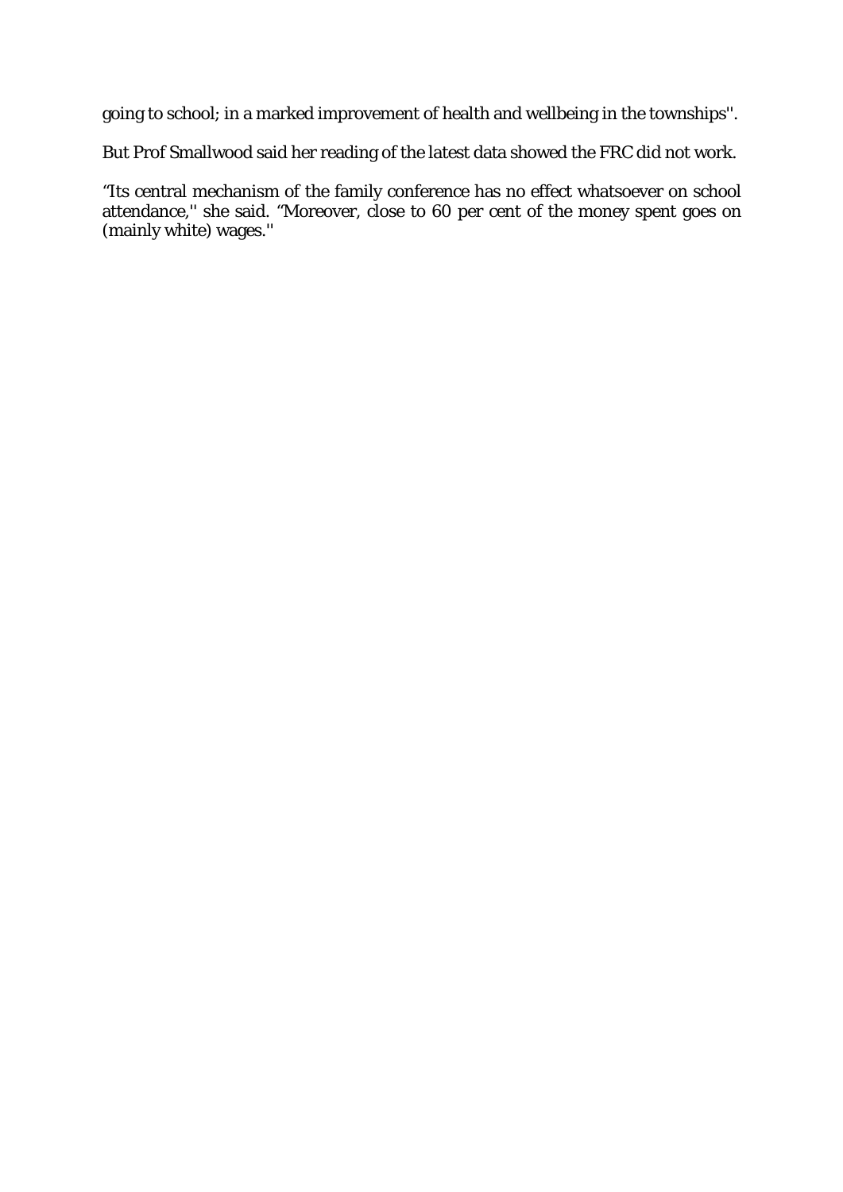going to school; in a marked improvement of health and wellbeing in the townships''.

But Prof Smallwood said her reading of the latest data showed the FRC did not work.

''Its central mechanism of the family conference has no effect whatsoever on school attendance,'' she said. ''Moreover, close to 60 per cent of the money spent goes on (mainly white) wages.''